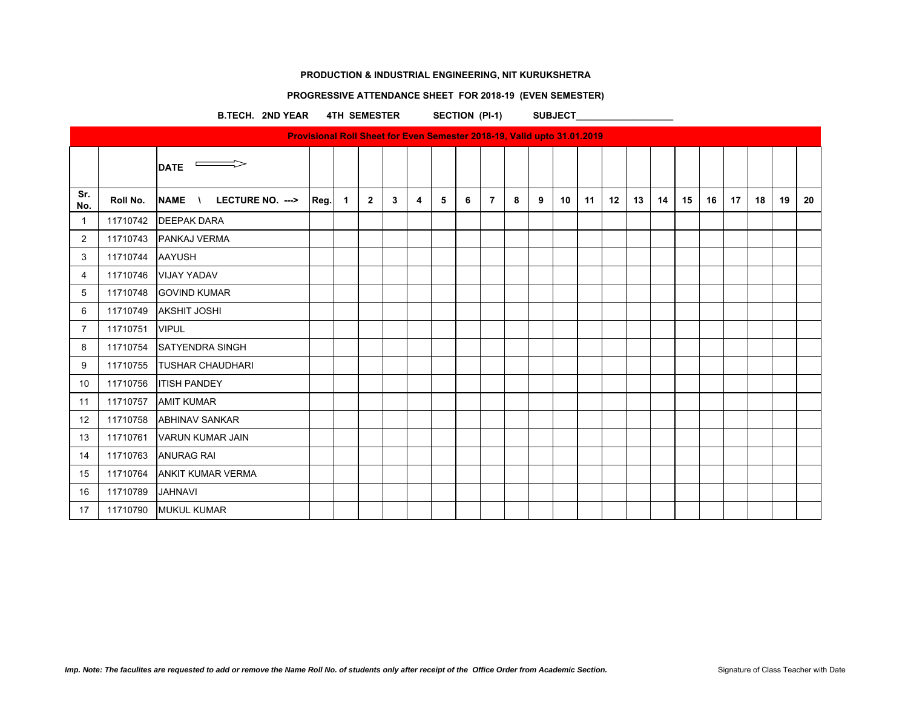**PRODUCTION & INDUSTRIAL ENGINEERING, NIT KURUKSHETRA**

**PROGRESSIVE ATTENDANCE SHEET FOR 2018-19 (EVEN SEMESTER)**

**B.TECH. 2ND YEAR 4TH SEMESTER SECTION (PI-1) SUBJECT___________________**

**Provisional Roll Sheet for Even Semester 2018-19, Valid upto 31.01.2019**

| | | DATE ⇨ | | | | | | | | | | | | | | | | | | | | | |
|---|---|---|---|---|---|---|---|---|---|---|---|---|---|---|---|---|---|---|---|---|---|---|---|
| **Sr. No.** | **Roll No.** | **NAME \ LECTURE NO. --->** | **Reg.** | **1** | **2** | **3** | **4** | **5** | **6** | **7** | **8** | **9** | **10** | **11** | **12** | **13** | **14** | **15** | **16** | **17** | **18** | **19** | **20** |
| 1 | 11710742 | DEEPAK DARA | | | | | | | | | | | | | | | | | | | | | |
| 2 | 11710743 | PANKAJ VERMA | | | | | | | | | | | | | | | | | | | | | |
| 3 | 11710744 | AAYUSH | | | | | | | | | | | | | | | | | | | | | |
| 4 | 11710746 | VIJAY YADAV | | | | | | | | | | | | | | | | | | | | | |
| 5 | 11710748 | GOVIND KUMAR | | | | | | | | | | | | | | | | | | | | | |
| 6 | 11710749 | AKSHIT JOSHI | | | | | | | | | | | | | | | | | | | | | |
| 7 | 11710751 | VIPUL | | | | | | | | | | | | | | | | | | | | | |
| 8 | 11710754 | SATYENDRA SINGH | | | | | | | | | | | | | | | | | | | | | |
| 9 | 11710755 | TUSHAR CHAUDHARI | | | | | | | | | | | | | | | | | | | | | |
| 10 | 11710756 | ITISH PANDEY | | | | | | | | | | | | | | | | | | | | | |
| 11 | 11710757 | AMIT KUMAR | | | | | | | | | | | | | | | | | | | | | |
| 12 | 11710758 | ABHINAV SANKAR | | | | | | | | | | | | | | | | | | | | | |
| 13 | 11710761 | VARUN KUMAR JAIN | | | | | | | | | | | | | | | | | | | | | |
| 14 | 11710763 | ANURAG RAI | | | | | | | | | | | | | | | | | | | | | |
| 15 | 11710764 | ANKIT KUMAR VERMA | | | | | | | | | | | | | | | | | | | | | |
| 16 | 11710789 | JAHNAVI | | | | | | | | | | | | | | | | | | | | | |
| 17 | 11710790 | MUKUL KUMAR | | | | | | | | | | | | | | | | | | | | | |

***Imp. Note: The faculites are requested to add or remove the Name Roll No. of students only after receipt of the Office Order from Academic Section.***

Signature of Class Teacher with Date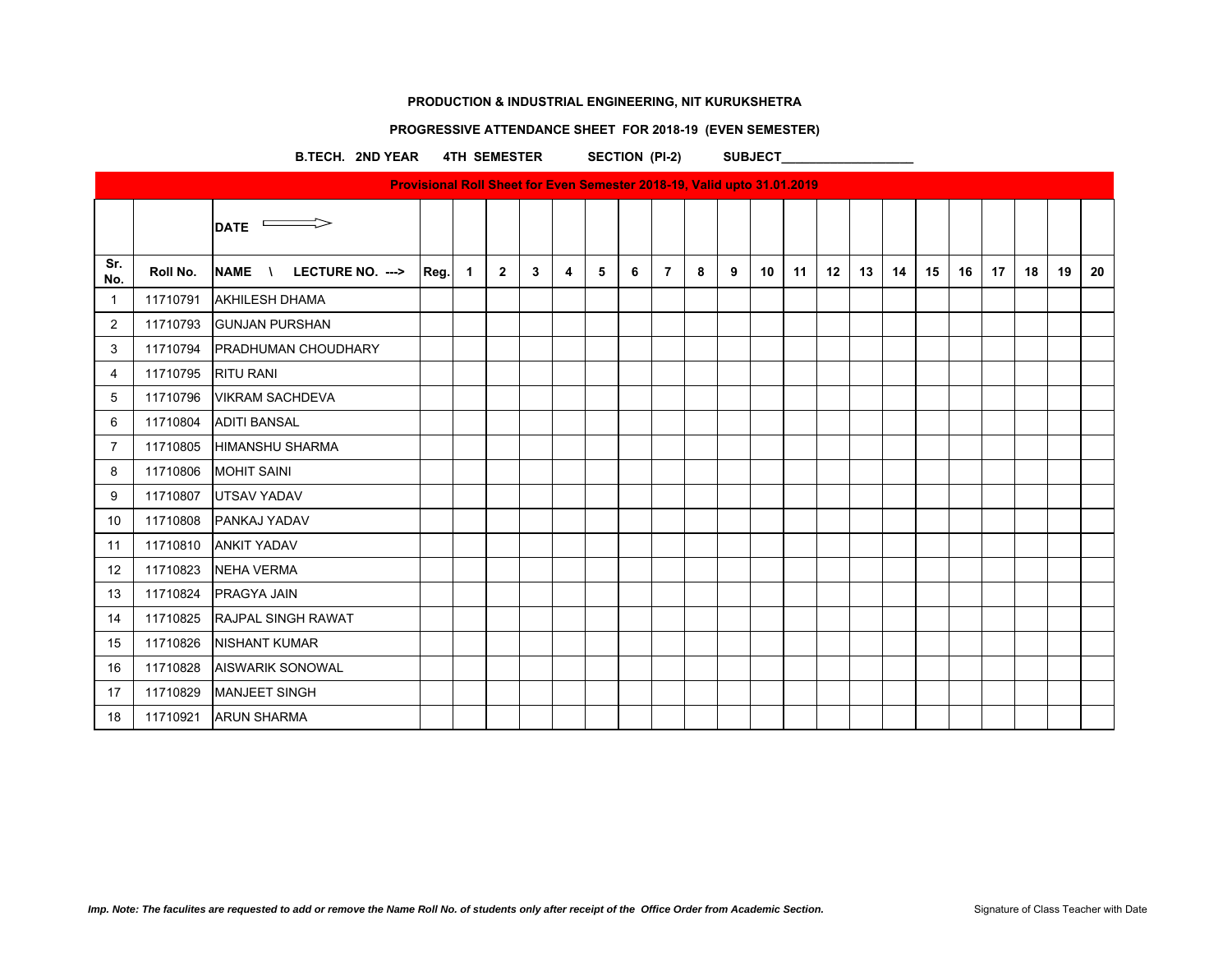**PRODUCTION & INDUSTRIAL ENGINEERING, NIT KURUKSHETRA**

**PROGRESSIVE ATTENDANCE SHEET FOR 2018-19 (EVEN SEMESTER)**

**B.TECH. 2ND YEAR 4TH SEMESTER SECTION (PI-2) SUBJECT___________________**

| Provisional Roll Sheet for Even Semester 2018-19, Valid upto 31.01.2019 | | | | | | | | | | | | | | | | | | | | | | | |
|---|---|---|---|---|---|---|---|---|---|---|---|---|---|---|---|---|---|---|---|---|---|---|---|
| | | **DATE** ⟹ | | | | | | | | | | | | | | | | | | | | | |
| **Sr. No.** | **Roll No.** | **NAME \ LECTURE NO. --->** | **Reg.** | **1** | **2** | **3** | **4** | **5** | **6** | **7** | **8** | **9** | **10** | **11** | **12** | **13** | **14** | **15** | **16** | **17** | **18** | **19** | **20** |
| 1 | 11710791 | AKHILESH DHAMA | | | | | | | | | | | | | | | | | | | | | |
| 2 | 11710793 | GUNJAN PURSHAN | | | | | | | | | | | | | | | | | | | | | |
| 3 | 11710794 | PRADHUMAN CHOUDHARY | | | | | | | | | | | | | | | | | | | | | |
| 4 | 11710795 | RITU RANI | | | | | | | | | | | | | | | | | | | | | |
| 5 | 11710796 | VIKRAM SACHDEVA | | | | | | | | | | | | | | | | | | | | | |
| 6 | 11710804 | ADITI BANSAL | | | | | | | | | | | | | | | | | | | | | |
| 7 | 11710805 | HIMANSHU SHARMA | | | | | | | | | | | | | | | | | | | | | |
| 8 | 11710806 | MOHIT SAINI | | | | | | | | | | | | | | | | | | | | | |
| 9 | 11710807 | UTSAV YADAV | | | | | | | | | | | | | | | | | | | | | |
| 10 | 11710808 | PANKAJ YADAV | | | | | | | | | | | | | | | | | | | | | |
| 11 | 11710810 | ANKIT YADAV | | | | | | | | | | | | | | | | | | | | | |
| 12 | 11710823 | NEHA VERMA | | | | | | | | | | | | | | | | | | | | | |
| 13 | 11710824 | PRAGYA JAIN | | | | | | | | | | | | | | | | | | | | | |
| 14 | 11710825 | RAJPAL SINGH RAWAT | | | | | | | | | | | | | | | | | | | | | |
| 15 | 11710826 | NISHANT KUMAR | | | | | | | | | | | | | | | | | | | | | |
| 16 | 11710828 | AISWARIK SONOWAL | | | | | | | | | | | | | | | | | | | | | |
| 17 | 11710829 | MANJEET SINGH | | | | | | | | | | | | | | | | | | | | | |
| 18 | 11710921 | ARUN SHARMA | | | | | | | | | | | | | | | | | | | | | |

***Imp. Note: The faculites are requested to add or remove the Name Roll No. of students only after receipt of the Office Order from Academic Section.***

Signature of Class Teacher with Date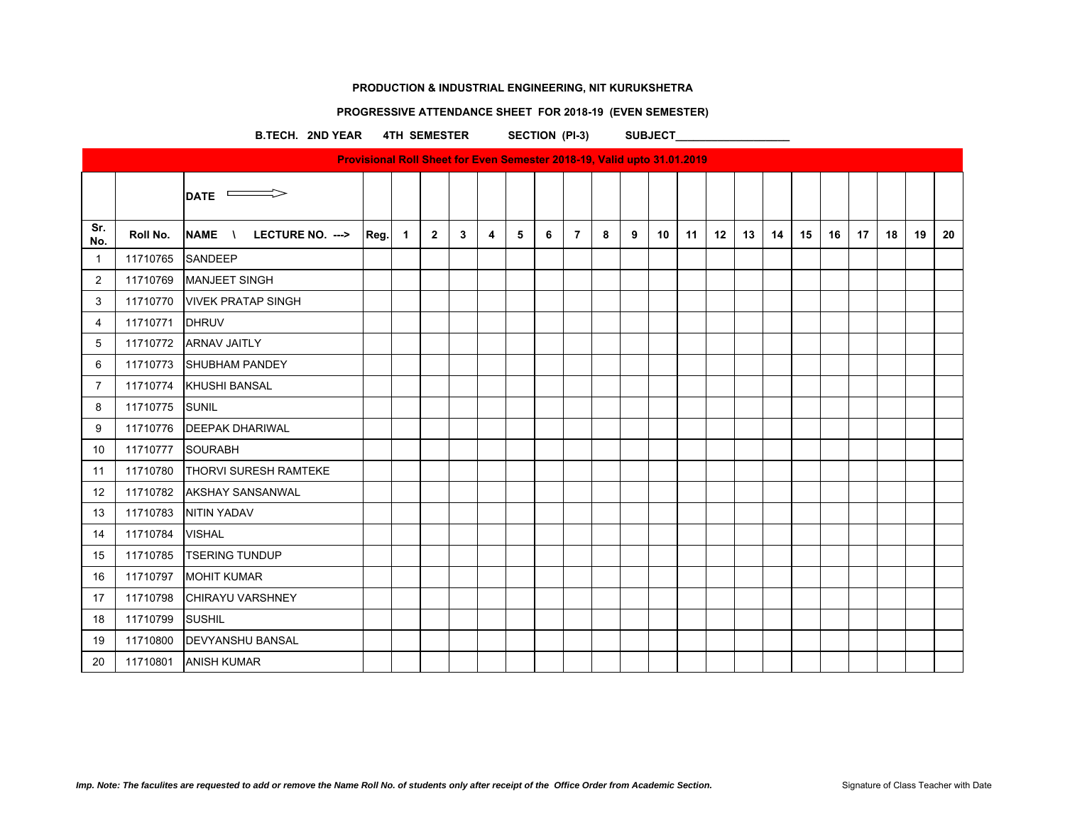**PRODUCTION & INDUSTRIAL ENGINEERING, NIT KURUKSHETRA**

**PROGRESSIVE ATTENDANCE SHEET FOR 2018-19 (EVEN SEMESTER)**

**B.TECH. 2ND YEAR 4TH SEMESTER SECTION (PI-3) SUBJECT___________________**

**Provisional Roll Sheet for Even Semester 2018-19, Valid upto 31.01.2019**

| | | **DATE** ⟹ | | | | | | | | | | | | | | | | | | | | | |
|---|---|---|---|---|---|---|---|---|---|---|---|---|---|---|---|---|---|---|---|---|---|---|---|
| **Sr. No.** | **Roll No.** | **NAME \ LECTURE NO. --->** | **Reg.** | **1** | **2** | **3** | **4** | **5** | **6** | **7** | **8** | **9** | **10** | **11** | **12** | **13** | **14** | **15** | **16** | **17** | **18** | **19** | **20** |
| 1 | 11710765 | SANDEEP | | | | | | | | | | | | | | | | | | | | | |
| 2 | 11710769 | MANJEET SINGH | | | | | | | | | | | | | | | | | | | | | |
| 3 | 11710770 | VIVEK PRATAP SINGH | | | | | | | | | | | | | | | | | | | | | |
| 4 | 11710771 | DHRUV | | | | | | | | | | | | | | | | | | | | | |
| 5 | 11710772 | ARNAV JAITLY | | | | | | | | | | | | | | | | | | | | | |
| 6 | 11710773 | SHUBHAM PANDEY | | | | | | | | | | | | | | | | | | | | | |
| 7 | 11710774 | KHUSHI BANSAL | | | | | | | | | | | | | | | | | | | | | |
| 8 | 11710775 | SUNIL | | | | | | | | | | | | | | | | | | | | | |
| 9 | 11710776 | DEEPAK DHARIWAL | | | | | | | | | | | | | | | | | | | | | |
| 10 | 11710777 | SOURABH | | | | | | | | | | | | | | | | | | | | | |
| 11 | 11710780 | THORVI SURESH RAMTEKE | | | | | | | | | | | | | | | | | | | | | |
| 12 | 11710782 | AKSHAY SANSANWAL | | | | | | | | | | | | | | | | | | | | | |
| 13 | 11710783 | NITIN YADAV | | | | | | | | | | | | | | | | | | | | | |
| 14 | 11710784 | VISHAL | | | | | | | | | | | | | | | | | | | | | |
| 15 | 11710785 | TSERING TUNDUP | | | | | | | | | | | | | | | | | | | | | |
| 16 | 11710797 | MOHIT KUMAR | | | | | | | | | | | | | | | | | | | | | |
| 17 | 11710798 | CHIRAYU VARSHNEY | | | | | | | | | | | | | | | | | | | | | |
| 18 | 11710799 | SUSHIL | | | | | | | | | | | | | | | | | | | | | |
| 19 | 11710800 | DEVYANSHU BANSAL | | | | | | | | | | | | | | | | | | | | | |
| 20 | 11710801 | ANISH KUMAR | | | | | | | | | | | | | | | | | | | | | |

***Imp. Note: The faculites are requested to add or remove the Name Roll No. of students only after receipt of the Office Order from Academic Section.***

Signature of Class Teacher with Date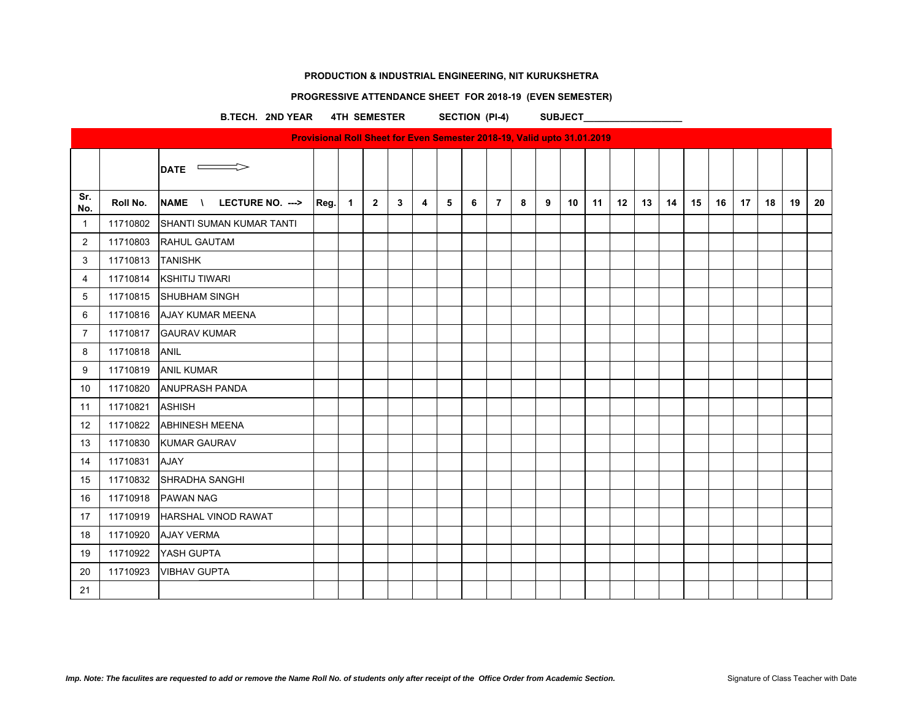**PRODUCTION & INDUSTRIAL ENGINEERING, NIT KURUKSHETRA**

**PROGRESSIVE ATTENDANCE SHEET FOR 2018-19 (EVEN SEMESTER)**

**B.TECH. 2ND YEAR 4TH SEMESTER SECTION (PI-4) SUBJECT___________________**

| Provisional Roll Sheet for Even Semester 2018-19, Valid upto 31.01.2019 | | | | | | | | | | | | | | | | | | | | | | | |
|---|---|---|---|---|---|---|---|---|---|---|---|---|---|---|---|---|---|---|---|---|---|---|---|
| | | **DATE** ⟹ | | | | | | | | | | | | | | | | | | | | | |
| **Sr. No.** | **Roll No.** | **NAME \ LECTURE NO. --->** | **Reg.** | **1** | **2** | **3** | **4** | **5** | **6** | **7** | **8** | **9** | **10** | **11** | **12** | **13** | **14** | **15** | **16** | **17** | **18** | **19** | **20** |
| 1 | 11710802 | SHANTI SUMAN KUMAR TANTI | | | | | | | | | | | | | | | | | | | | | |
| 2 | 11710803 | RAHUL GAUTAM | | | | | | | | | | | | | | | | | | | | | |
| 3 | 11710813 | TANISHK | | | | | | | | | | | | | | | | | | | | | |
| 4 | 11710814 | KSHITIJ TIWARI | | | | | | | | | | | | | | | | | | | | | |
| 5 | 11710815 | SHUBHAM SINGH | | | | | | | | | | | | | | | | | | | | | |
| 6 | 11710816 | AJAY KUMAR MEENA | | | | | | | | | | | | | | | | | | | | | |
| 7 | 11710817 | GAURAV KUMAR | | | | | | | | | | | | | | | | | | | | | |
| 8 | 11710818 | ANIL | | | | | | | | | | | | | | | | | | | | | |
| 9 | 11710819 | ANIL KUMAR | | | | | | | | | | | | | | | | | | | | | |
| 10 | 11710820 | ANUPRASH PANDA | | | | | | | | | | | | | | | | | | | | | |
| 11 | 11710821 | ASHISH | | | | | | | | | | | | | | | | | | | | | |
| 12 | 11710822 | ABHINESH MEENA | | | | | | | | | | | | | | | | | | | | | |
| 13 | 11710830 | KUMAR GAURAV | | | | | | | | | | | | | | | | | | | | | |
| 14 | 11710831 | AJAY | | | | | | | | | | | | | | | | | | | | | |
| 15 | 11710832 | SHRADHA SANGHI | | | | | | | | | | | | | | | | | | | | | |
| 16 | 11710918 | PAWAN NAG | | | | | | | | | | | | | | | | | | | | | |
| 17 | 11710919 | HARSHAL VINOD RAWAT | | | | | | | | | | | | | | | | | | | | | |
| 18 | 11710920 | AJAY VERMA | | | | | | | | | | | | | | | | | | | | | |
| 19 | 11710922 | YASH GUPTA | | | | | | | | | | | | | | | | | | | | | |
| 20 | 11710923 | VIBHAV GUPTA | | | | | | | | | | | | | | | | | | | | | |
| 21 | | | | | | | | | | | | | | | | | | | | | | | |

***Imp. Note: The faculites are requested to add or remove the Name Roll No. of students only after receipt of the Office Order from Academic Section.***

Signature of Class Teacher with Date